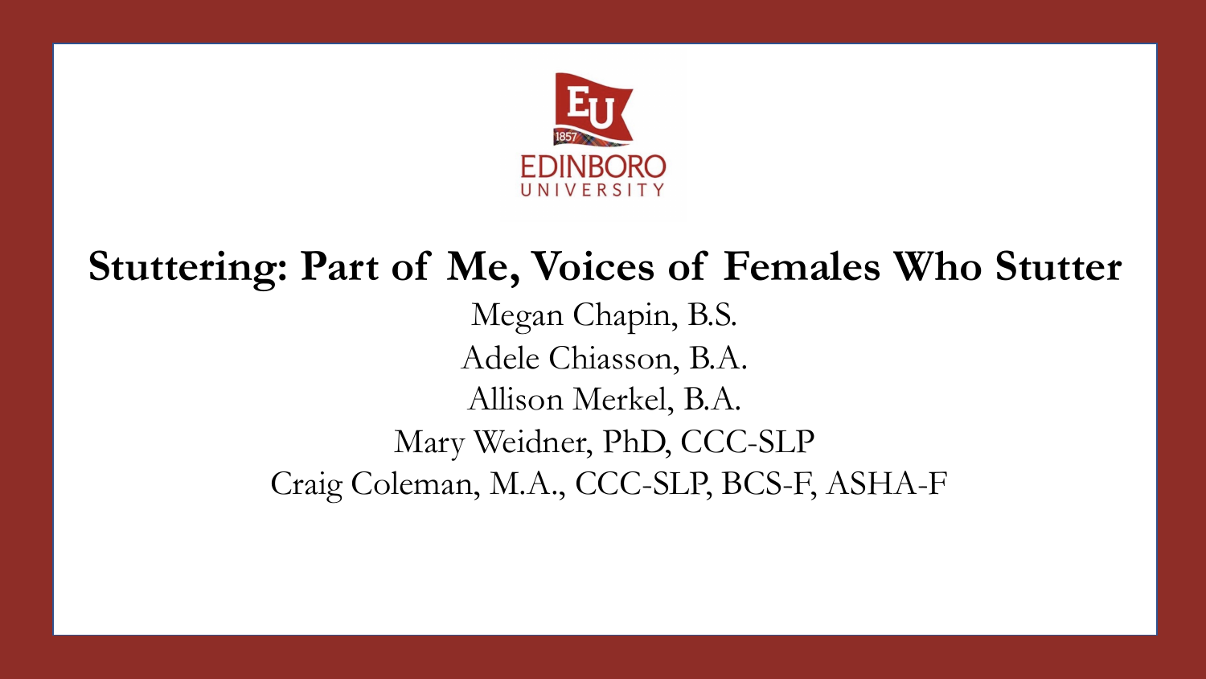EDINBORO UNIVERSITY

# Stuttering: Part of Me, Voices of Females Who Stutter

Megan Chapin, B.S.

Adele Chiasson, B.A.

Allison Merkel, B.A.

Mary Weidner, PhD, CCC-SLP

Craig Coleman, M.A., CCC-SLP, BCS-F, ASHA-F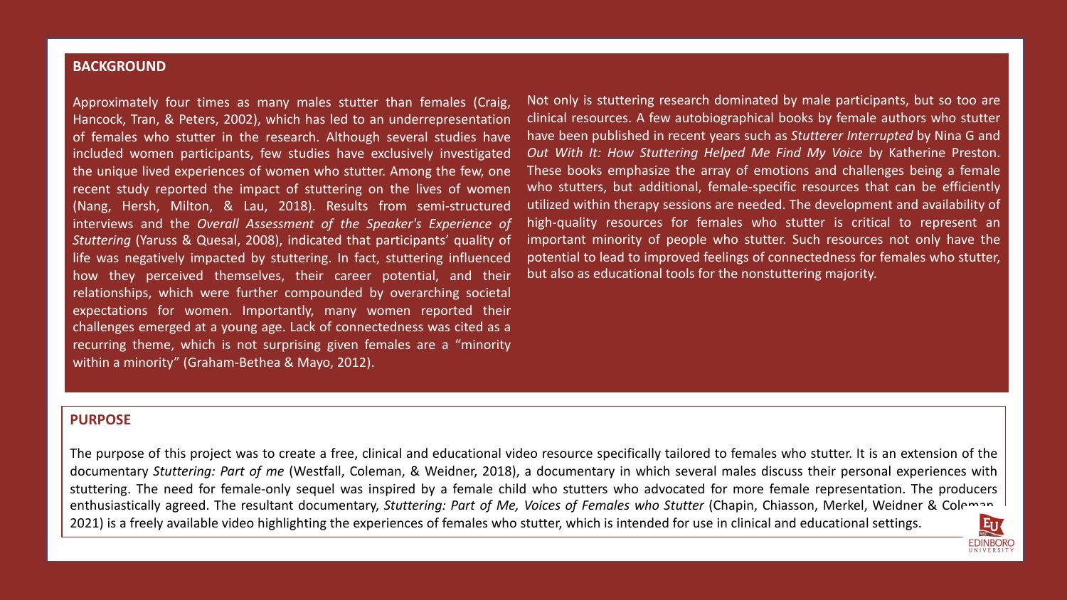## BACKGROUND

Approximately four times as many males stutter than females (Craig, Hancock, Tran, & Peters, 2002), which has led to an underrepresentation of females who stutter in the research. Although several studies have included women participants, few studies have exclusively investigated the unique lived experiences of women who stutter. Among the few, one recent study reported the impact of stuttering on the lives of women (Nang, Hersh, Milton, & Lau, 2018). Results from semi-structured interviews and the *Overall Assessment of the Speaker's Experience of Stuttering* (Yaruss & Quesal, 2008), indicated that participants' quality of life was negatively impacted by stuttering. In fact, stuttering influenced how they perceived themselves, their career potential, and their relationships, which were further compounded by overarching societal expectations for women. Importantly, many women reported their challenges emerged at a young age. Lack of connectedness was cited as a recurring theme, which is not surprising given females are a "minority within a minority" (Graham-Bethea & Mayo, 2012).

Not only is stuttering research dominated by male participants, but so too are clinical resources. A few autobiographical books by female authors who stutter have been published in recent years such as *Stutterer Interrupted* by Nina G and *Out With It: How Stuttering Helped Me Find My Voice* by Katherine Preston. These books emphasize the array of emotions and challenges being a female who stutters, but additional, female-specific resources that can be efficiently utilized within therapy sessions are needed. The development and availability of high-quality resources for females who stutter is critical to represent an important minority of people who stutter. Such resources not only have the potential to lead to improved feelings of connectedness for females who stutter, but also as educational tools for the nonstuttering majority.

## PURPOSE

The purpose of this project was to create a free, clinical and educational video resource specifically tailored to females who stutter. It is an extension of the documentary *Stuttering: Part of me* (Westfall, Coleman, & Weidner, 2018), a documentary in which several males discuss their personal experiences with stuttering. The need for female-only sequel was inspired by a female child who stutters who advocated for more female representation. The producers enthusiastically agreed. The resultant documentary, *Stuttering: Part of Me, Voices of Females who Stutter* (Chapin, Chiasson, Merkel, Weidner & Coleman, 2021) is a freely available video highlighting the experiences of females who stutter, which is intended for use in clinical and educational settings.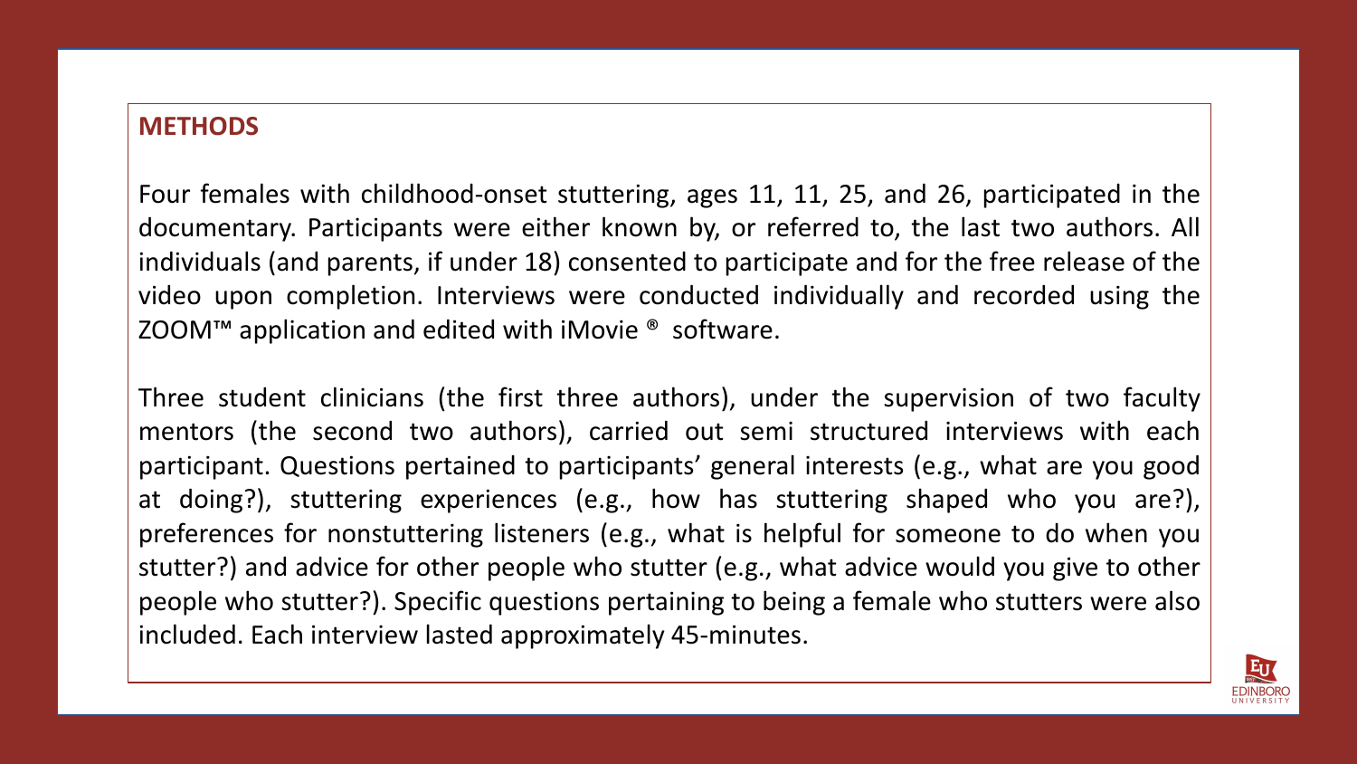## METHODS

Four females with childhood-onset stuttering, ages 11, 11, 25, and 26, participated in the documentary. Participants were either known by, or referred to, the last two authors. All individuals (and parents, if under 18) consented to participate and for the free release of the video upon completion. Interviews were conducted individually and recorded using the ZOOM™ application and edited with iMovie ® software.

Three student clinicians (the first three authors), under the supervision of two faculty mentors (the second two authors), carried out semi structured interviews with each participant. Questions pertained to participants' general interests (e.g., what are you good at doing?), stuttering experiences (e.g., how has stuttering shaped who you are?), preferences for nonstuttering listeners (e.g., what is helpful for someone to do when you stutter?) and advice for other people who stutter (e.g., what advice would you give to other people who stutter?). Specific questions pertaining to being a female who stutters were also included. Each interview lasted approximately 45-minutes.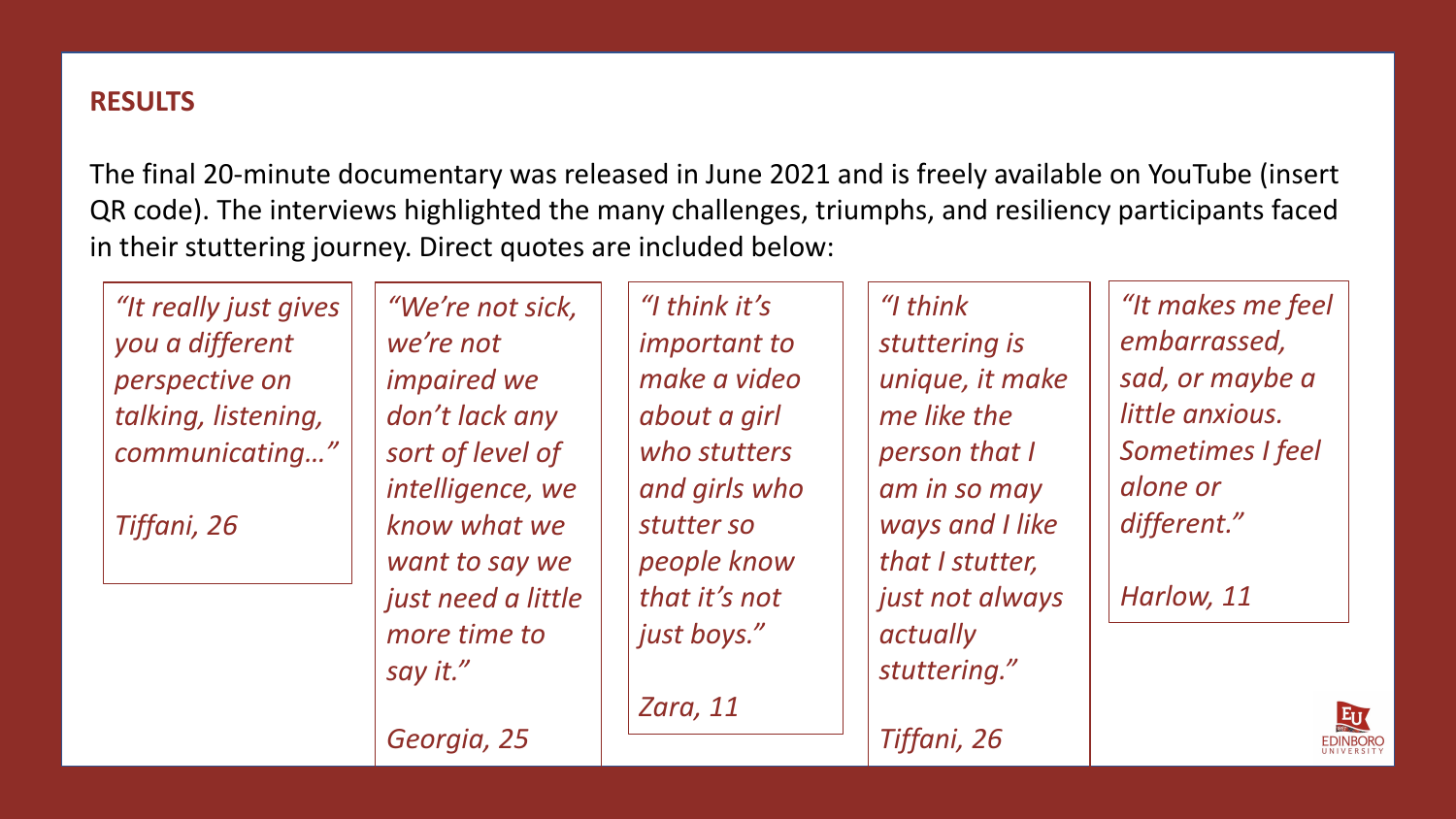## RESULTS

The final 20-minute documentary was released in June 2021 and is freely available on YouTube (insert QR code). The interviews highlighted the many challenges, triumphs, and resiliency participants faced in their stuttering journey. Direct quotes are included below:

*"It really just gives you a different perspective on talking, listening, communicating…"*

*Tiffani, 26*

*"We're not sick, we're not impaired we don't lack any sort of level of intelligence, we know what we want to say we just need a little more time to say it."*

*Georgia, 25*

*"I think it's important to make a video about a girl who stutters and girls who stutter so people know that it's not just boys."*

*Zara, 11*

*"I think stuttering is unique, it make me like the person that I am in so may ways and I like that I stutter, just not always actually stuttering."*

*Tiffani, 26*

*"It makes me feel embarrassed, sad, or maybe a little anxious. Sometimes I feel alone or different."*

*Harlow, 11*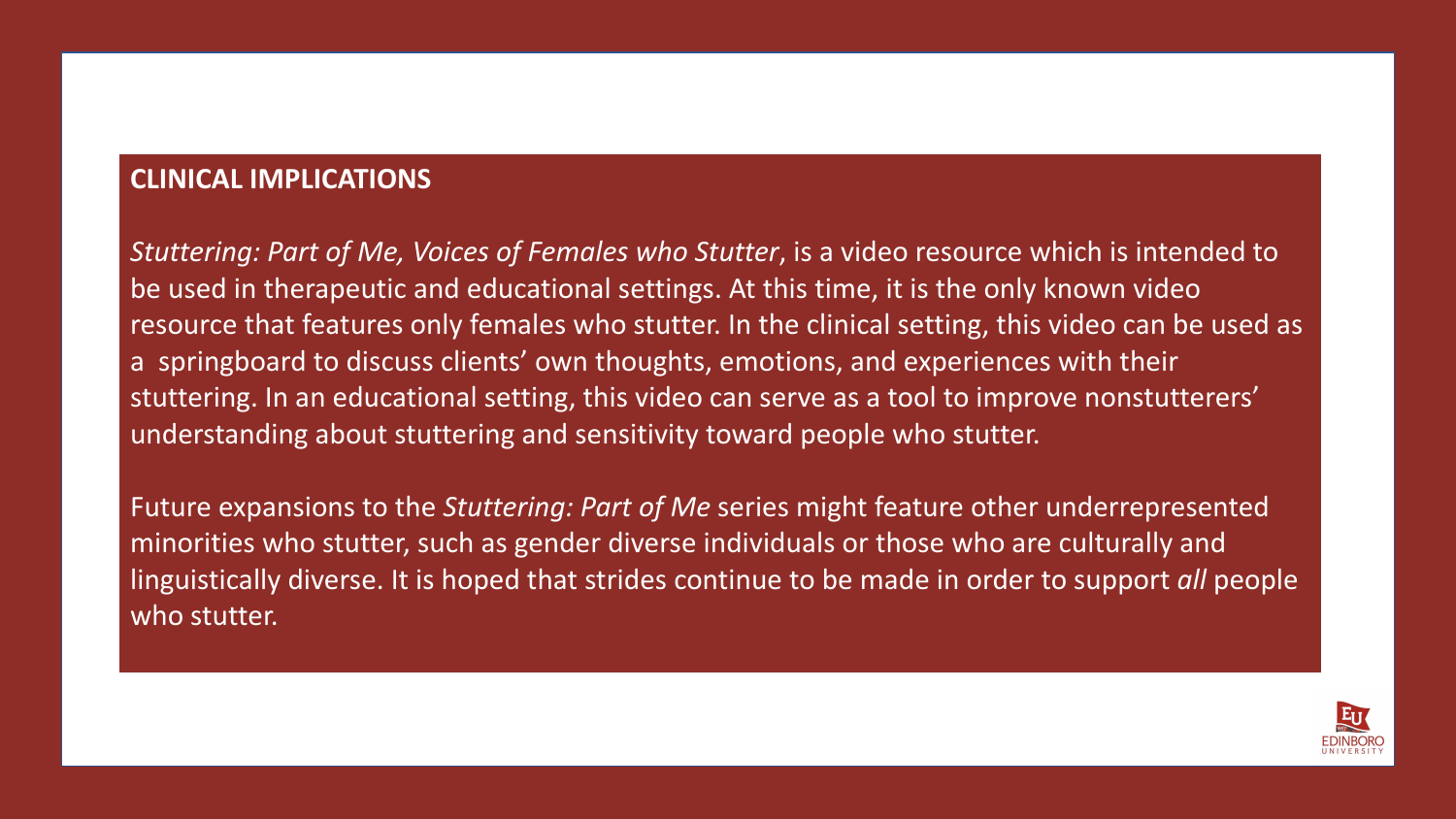## CLINICAL IMPLICATIONS

*Stuttering: Part of Me, Voices of Females who Stutter*, is a video resource which is intended to be used in therapeutic and educational settings. At this time, it is the only known video resource that features only females who stutter. In the clinical setting, this video can be used as a springboard to discuss clients' own thoughts, emotions, and experiences with their stuttering. In an educational setting, this video can serve as a tool to improve nonstutterers' understanding about stuttering and sensitivity toward people who stutter.

Future expansions to the *Stuttering: Part of Me* series might feature other underrepresented minorities who stutter, such as gender diverse individuals or those who are culturally and linguistically diverse. It is hoped that strides continue to be made in order to support *all* people who stutter.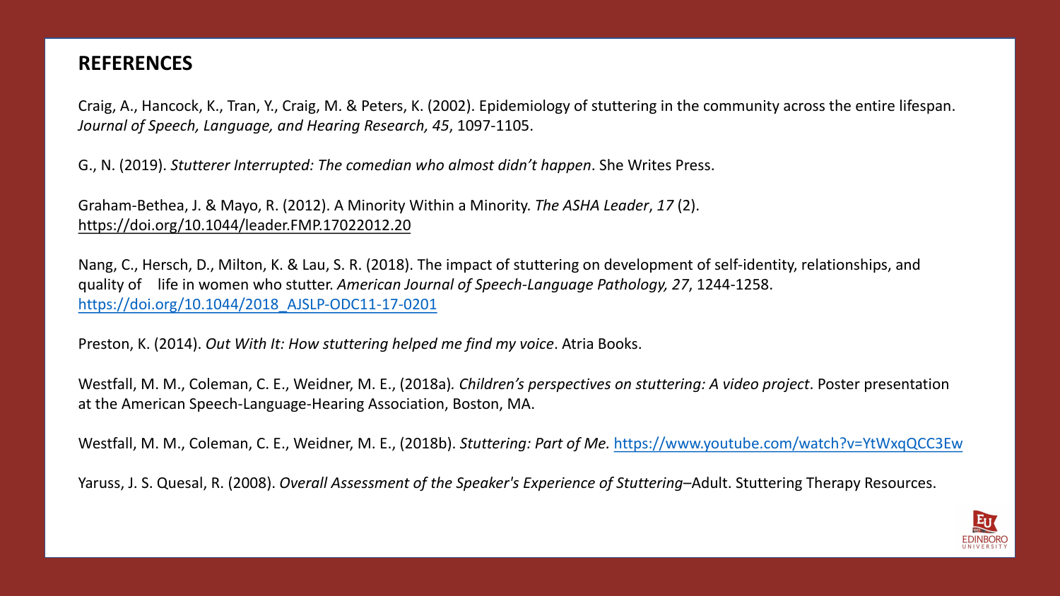## REFERENCES

Craig, A., Hancock, K., Tran, Y., Craig, M. & Peters, K. (2002). Epidemiology of stuttering in the community across the entire lifespan. *Journal of Speech, Language, and Hearing Research, 45*, 1097-1105.

G., N. (2019). *Stutterer Interrupted: The comedian who almost didn't happen*. She Writes Press.

Graham-Bethea, J. & Mayo, R. (2012). A Minority Within a Minority. *The ASHA Leader*, *17* (2). https://doi.org/10.1044/leader.FMP.17022012.20

Nang, C., Hersch, D., Milton, K. & Lau, S. R. (2018). The impact of stuttering on development of self-identity, relationships, and quality of life in women who stutter. *American Journal of Speech-Language Pathology, 27*, 1244-1258. https://doi.org/10.1044/2018_AJSLP-ODC11-17-0201

Preston, K. (2014). *Out With It: How stuttering helped me find my voice*. Atria Books.

Westfall, M. M., Coleman, C. E., Weidner, M. E., (2018a). *Children's perspectives on stuttering: A video project*. Poster presentation at the American Speech-Language-Hearing Association, Boston, MA.

Westfall, M. M., Coleman, C. E., Weidner, M. E., (2018b). *Stuttering: Part of Me.* https://www.youtube.com/watch?v=YtWxqQCC3Ew

Yaruss, J. S. Quesal, R. (2008). *Overall Assessment of the Speaker's Experience of Stuttering*–Adult. Stuttering Therapy Resources.